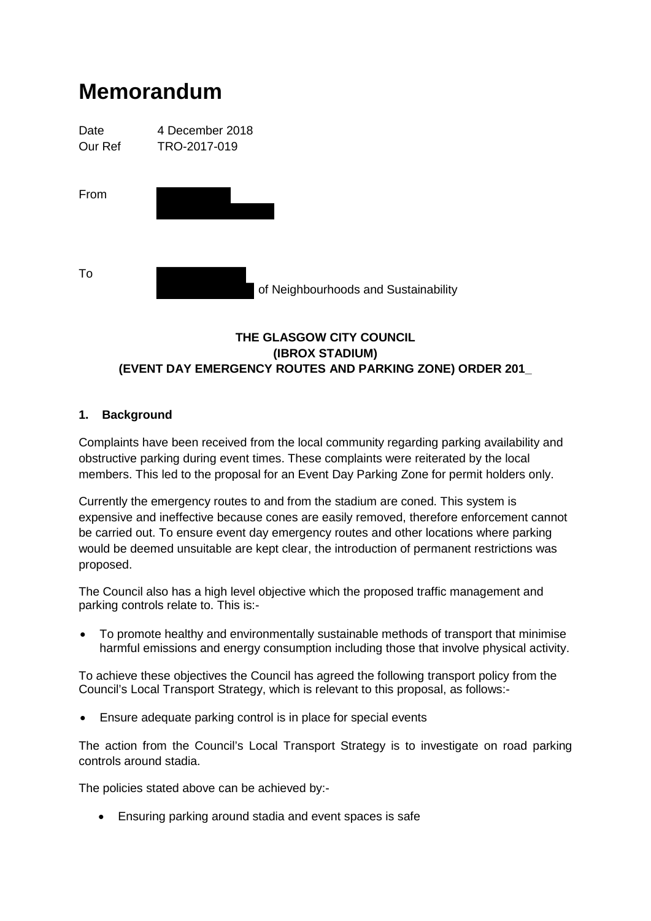# Memorandum

Date 4 December 2018
Our Ref TRO-2017-019

From

To
of Neighbourhoods and Sustainability

**THE GLASGOW CITY COUNCIL**
**(IBROX STADIUM)**
**(EVENT DAY EMERGENCY ROUTES AND PARKING ZONE) ORDER 201_**

## 1. Background

Complaints have been received from the local community regarding parking availability and obstructive parking during event times. These complaints were reiterated by the local members. This led to the proposal for an Event Day Parking Zone for permit holders only.

Currently the emergency routes to and from the stadium are coned. This system is expensive and ineffective because cones are easily removed, therefore enforcement cannot be carried out. To ensure event day emergency routes and other locations where parking would be deemed unsuitable are kept clear, the introduction of permanent restrictions was proposed.

The Council also has a high level objective which the proposed traffic management and parking controls relate to. This is:-

- To promote healthy and environmentally sustainable methods of transport that minimise harmful emissions and energy consumption including those that involve physical activity.

To achieve these objectives the Council has agreed the following transport policy from the Council's Local Transport Strategy, which is relevant to this proposal, as follows:-

- Ensure adequate parking control is in place for special events

The action from the Council's Local Transport Strategy is to investigate on road parking controls around stadia.

The policies stated above can be achieved by:-

- Ensuring parking around stadia and event spaces is safe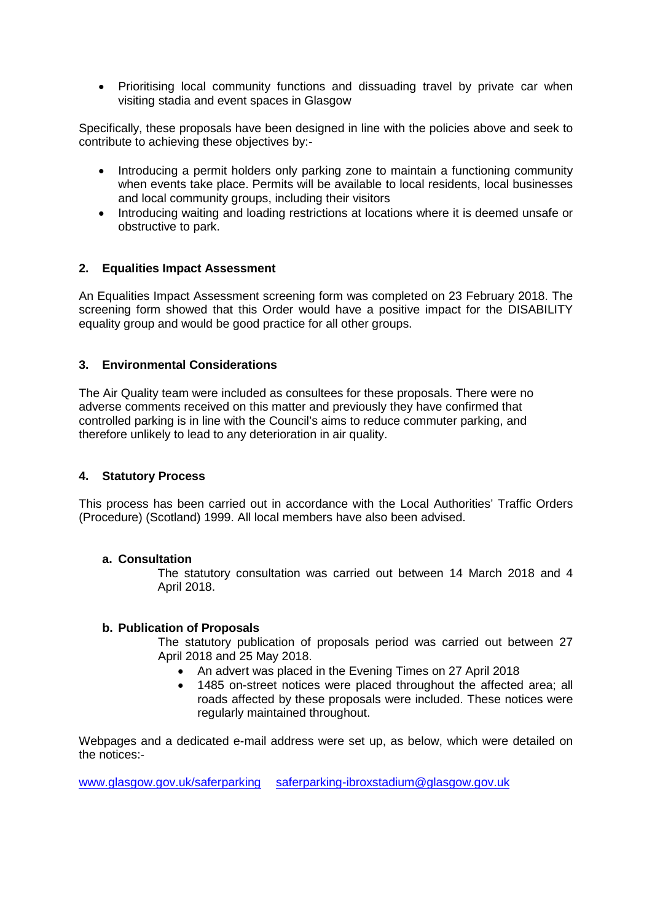- Prioritising local community functions and dissuading travel by private car when visiting stadia and event spaces in Glasgow

Specifically, these proposals have been designed in line with the policies above and seek to contribute to achieving these objectives by:-

- Introducing a permit holders only parking zone to maintain a functioning community when events take place. Permits will be available to local residents, local businesses and local community groups, including their visitors
- Introducing waiting and loading restrictions at locations where it is deemed unsafe or obstructive to park.

## 2. Equalities Impact Assessment

An Equalities Impact Assessment screening form was completed on 23 February 2018. The screening form showed that this Order would have a positive impact for the DISABILITY equality group and would be good practice for all other groups.

## 3. Environmental Considerations

The Air Quality team were included as consultees for these proposals. There were no adverse comments received on this matter and previously they have confirmed that controlled parking is in line with the Council's aims to reduce commuter parking, and therefore unlikely to lead to any deterioration in air quality.

## 4. Statutory Process

This process has been carried out in accordance with the Local Authorities' Traffic Orders (Procedure) (Scotland) 1999. All local members have also been advised.

### a. Consultation

The statutory consultation was carried out between 14 March 2018 and 4 April 2018.

### b. Publication of Proposals

The statutory publication of proposals period was carried out between 27 April 2018 and 25 May 2018.

- An advert was placed in the Evening Times on 27 April 2018
- 1485 on-street notices were placed throughout the affected area; all roads affected by these proposals were included. These notices were regularly maintained throughout.

Webpages and a dedicated e-mail address were set up, as below, which were detailed on the notices:-

www.glasgow.gov.uk/saferparking saferparking-ibroxstadium@glasgow.gov.uk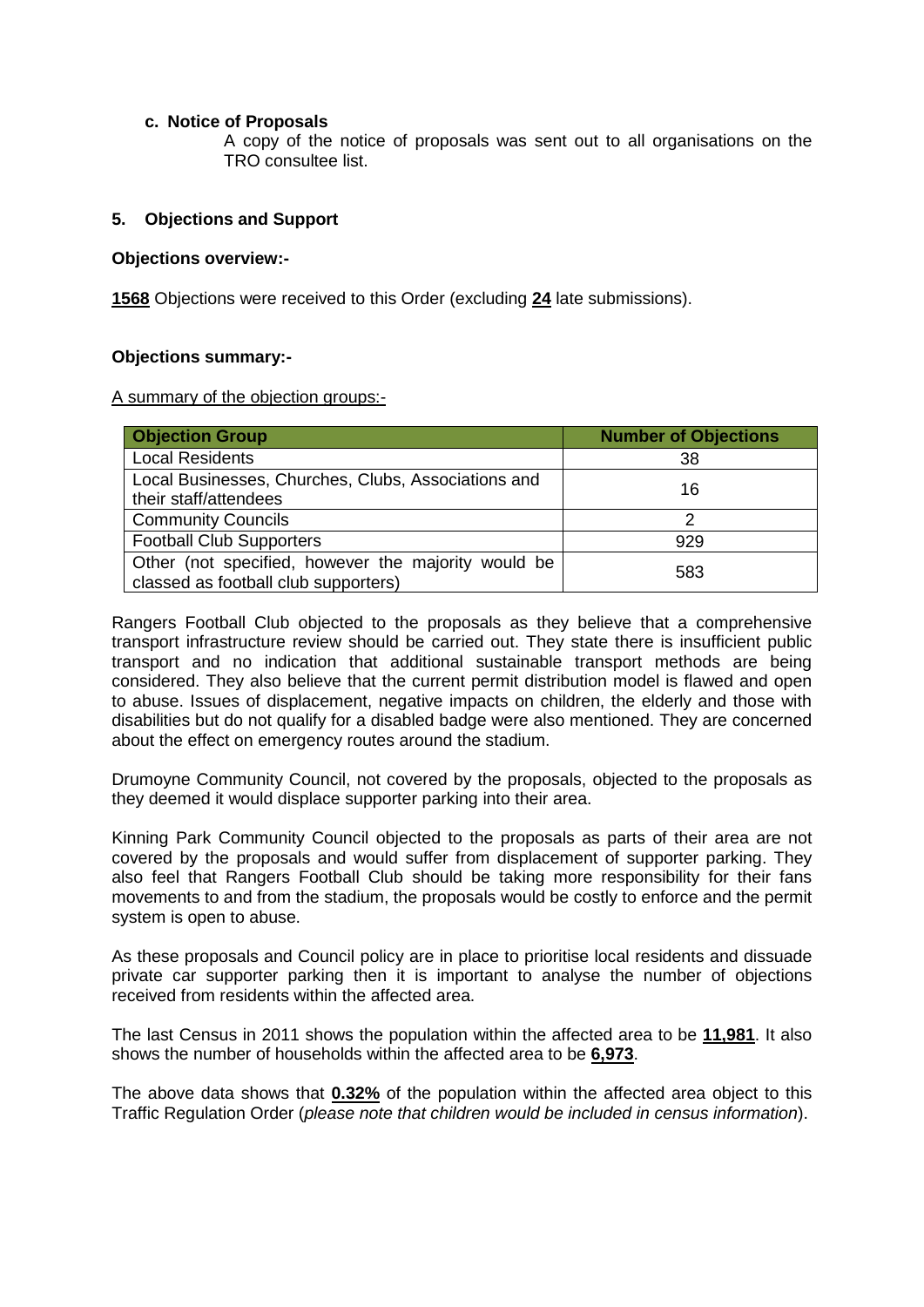**c. Notice of Proposals**

A copy of the notice of proposals was sent out to all organisations on the TRO consultee list.

## 5. Objections and Support

**Objections overview:-**

**1568** Objections were received to this Order (excluding **24** late submissions).

**Objections summary:-**

A summary of the objection groups:-

| Objection Group | Number of Objections |
|---|---|
| Local Residents | 38 |
| Local Businesses, Churches, Clubs, Associations and their staff/attendees | 16 |
| Community Councils | 2 |
| Football Club Supporters | 929 |
| Other (not specified, however the majority would be classed as football club supporters) | 583 |

Rangers Football Club objected to the proposals as they believe that a comprehensive transport infrastructure review should be carried out. They state there is insufficient public transport and no indication that additional sustainable transport methods are being considered. They also believe that the current permit distribution model is flawed and open to abuse. Issues of displacement, negative impacts on children, the elderly and those with disabilities but do not qualify for a disabled badge were also mentioned. They are concerned about the effect on emergency routes around the stadium.

Drumoyne Community Council, not covered by the proposals, objected to the proposals as they deemed it would displace supporter parking into their area.

Kinning Park Community Council objected to the proposals as parts of their area are not covered by the proposals and would suffer from displacement of supporter parking. They also feel that Rangers Football Club should be taking more responsibility for their fans movements to and from the stadium, the proposals would be costly to enforce and the permit system is open to abuse.

As these proposals and Council policy are in place to prioritise local residents and dissuade private car supporter parking then it is important to analyse the number of objections received from residents within the affected area.

The last Census in 2011 shows the population within the affected area to be **11,981**. It also shows the number of households within the affected area to be **6,973**.

The above data shows that **0.32%** of the population within the affected area object to this Traffic Regulation Order (*please note that children would be included in census information*).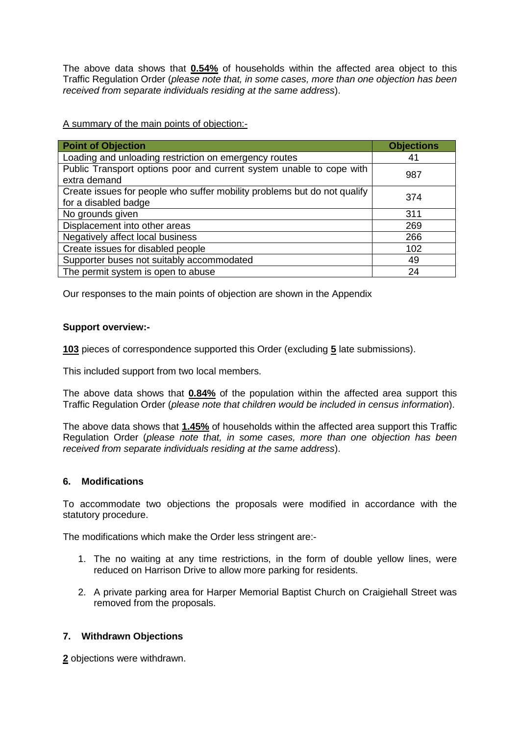The above data shows that **0.54%** of households within the affected area object to this Traffic Regulation Order (*please note that, in some cases, more than one objection has been received from separate individuals residing at the same address*).

A summary of the main points of objection:-

| Point of Objection | Objections |
|---|---|
| Loading and unloading restriction on emergency routes | 41 |
| Public Transport options poor and current system unable to cope with extra demand | 987 |
| Create issues for people who suffer mobility problems but do not qualify for a disabled badge | 374 |
| No grounds given | 311 |
| Displacement into other areas | 269 |
| Negatively affect local business | 266 |
| Create issues for disabled people | 102 |
| Supporter buses not suitably accommodated | 49 |
| The permit system is open to abuse | 24 |

Our responses to the main points of objection are shown in the Appendix

**Support overview:-**

**103** pieces of correspondence supported this Order (excluding **5** late submissions).

This included support from two local members.

The above data shows that **0.84%** of the population within the affected area support this Traffic Regulation Order (*please note that children would be included in census information*).

The above data shows that **1.45%** of households within the affected area support this Traffic Regulation Order (*please note that, in some cases, more than one objection has been received from separate individuals residing at the same address*).

## 6. Modifications

To accommodate two objections the proposals were modified in accordance with the statutory procedure.

The modifications which make the Order less stringent are:-

1. The no waiting at any time restrictions, in the form of double yellow lines, were reduced on Harrison Drive to allow more parking for residents.
2. A private parking area for Harper Memorial Baptist Church on Craigiehall Street was removed from the proposals.

## 7. Withdrawn Objections

**2** objections were withdrawn.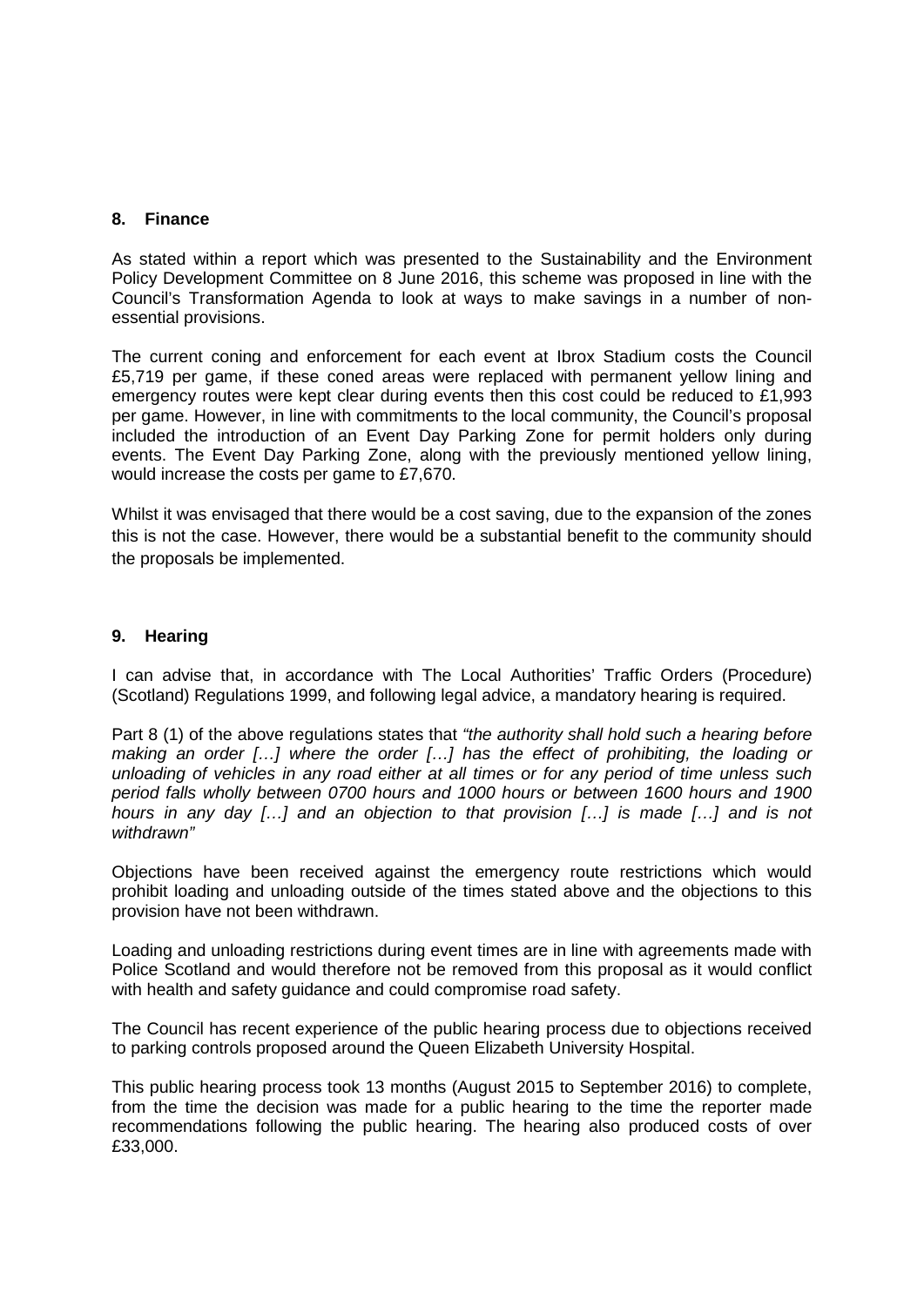## 8. Finance

As stated within a report which was presented to the Sustainability and the Environment Policy Development Committee on 8 June 2016, this scheme was proposed in line with the Council's Transformation Agenda to look at ways to make savings in a number of non-essential provisions.

The current coning and enforcement for each event at Ibrox Stadium costs the Council £5,719 per game, if these coned areas were replaced with permanent yellow lining and emergency routes were kept clear during events then this cost could be reduced to £1,993 per game. However, in line with commitments to the local community, the Council's proposal included the introduction of an Event Day Parking Zone for permit holders only during events. The Event Day Parking Zone, along with the previously mentioned yellow lining, would increase the costs per game to £7,670.

Whilst it was envisaged that there would be a cost saving, due to the expansion of the zones this is not the case. However, there would be a substantial benefit to the community should the proposals be implemented.

## 9. Hearing

I can advise that, in accordance with The Local Authorities' Traffic Orders (Procedure) (Scotland) Regulations 1999, and following legal advice, a mandatory hearing is required.

Part 8 (1) of the above regulations states that *"the authority shall hold such a hearing before making an order […] where the order […] has the effect of prohibiting, the loading or unloading of vehicles in any road either at all times or for any period of time unless such period falls wholly between 0700 hours and 1000 hours or between 1600 hours and 1900 hours in any day […] and an objection to that provision […] is made […] and is not withdrawn"*

Objections have been received against the emergency route restrictions which would prohibit loading and unloading outside of the times stated above and the objections to this provision have not been withdrawn.

Loading and unloading restrictions during event times are in line with agreements made with Police Scotland and would therefore not be removed from this proposal as it would conflict with health and safety guidance and could compromise road safety.

The Council has recent experience of the public hearing process due to objections received to parking controls proposed around the Queen Elizabeth University Hospital.

This public hearing process took 13 months (August 2015 to September 2016) to complete, from the time the decision was made for a public hearing to the time the reporter made recommendations following the public hearing. The hearing also produced costs of over £33,000.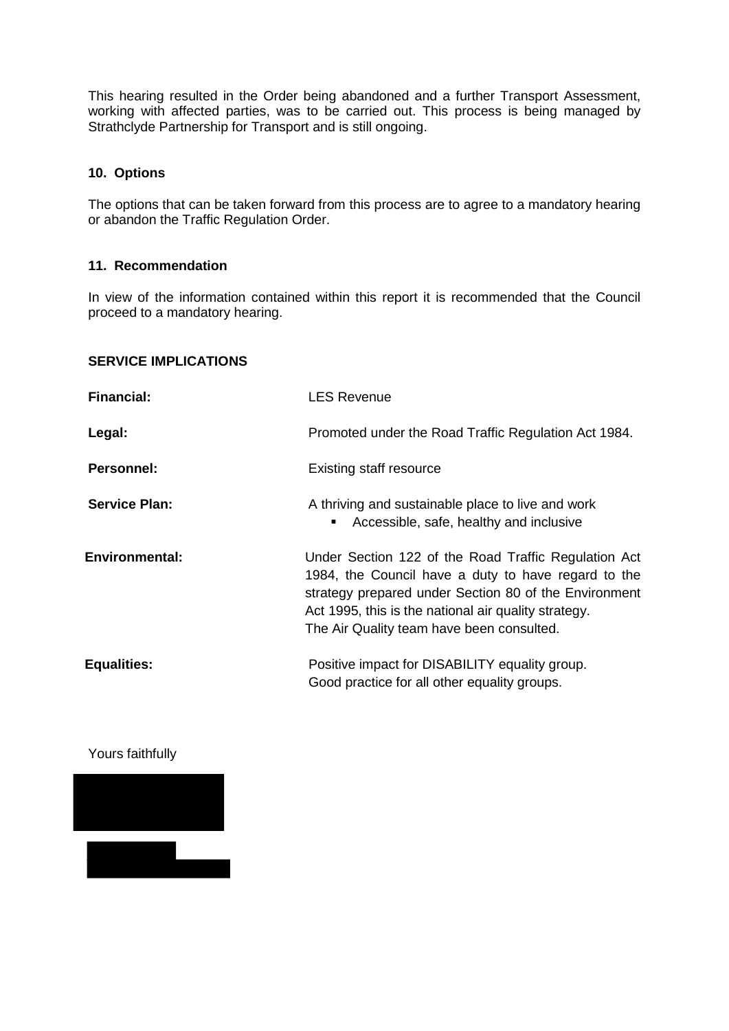This hearing resulted in the Order being abandoned and a further Transport Assessment, working with affected parties, was to be carried out. This process is being managed by Strathclyde Partnership for Transport and is still ongoing.

**10. Options**

The options that can be taken forward from this process are to agree to a mandatory hearing or abandon the Traffic Regulation Order.

**11. Recommendation**

In view of the information contained within this report it is recommended that the Council proceed to a mandatory hearing.

**SERVICE IMPLICATIONS**

| | |
|---|---|
| **Financial:** | LES Revenue |
| **Legal:** | Promoted under the Road Traffic Regulation Act 1984. |
| **Personnel:** | Existing staff resource |
| **Service Plan:** | A thriving and sustainable place to live and work<br>▪ Accessible, safe, healthy and inclusive |
| **Environmental:** | Under Section 122 of the Road Traffic Regulation Act 1984, the Council have a duty to have regard to the strategy prepared under Section 80 of the Environment Act 1995, this is the national air quality strategy.<br>The Air Quality team have been consulted. |
| **Equalities:** | Positive impact for DISABILITY equality group.<br>Good practice for all other equality groups. |

Yours faithfully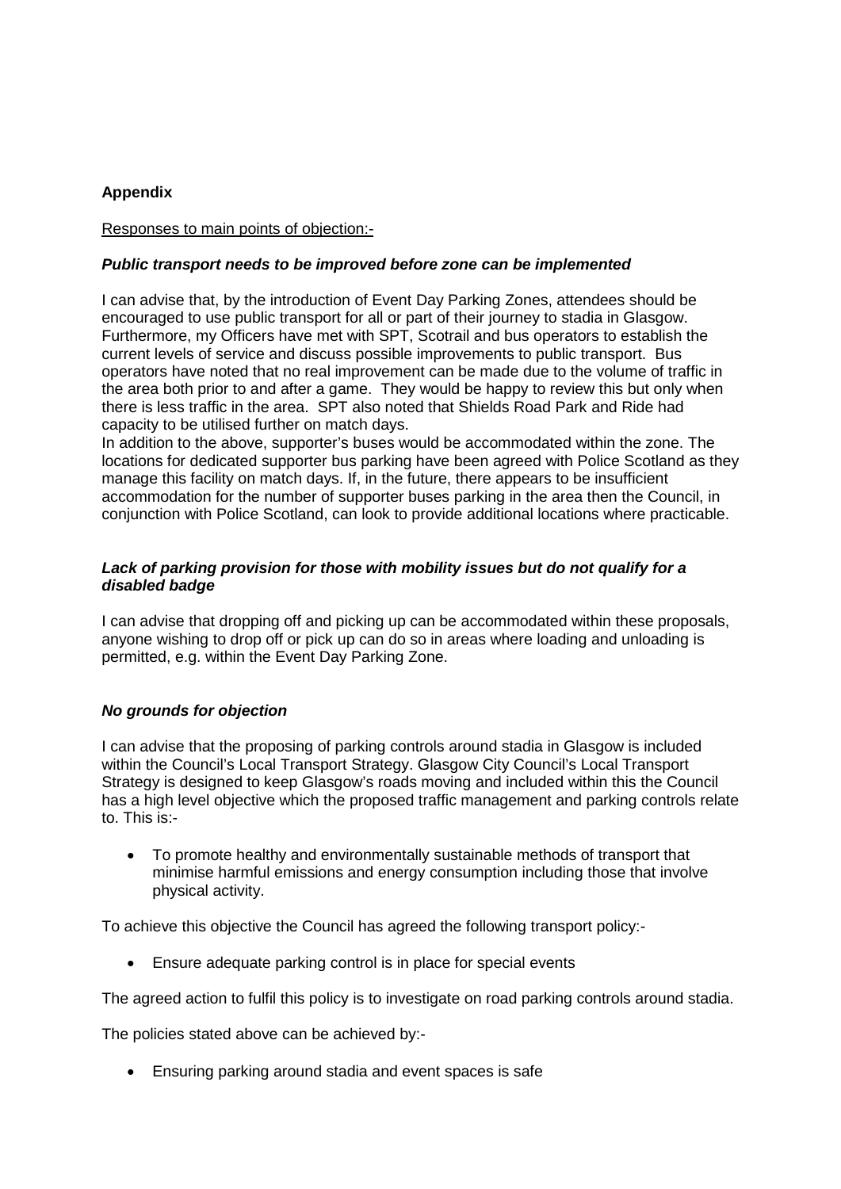**Appendix**

Responses to main points of objection:-

***Public transport needs to be improved before zone can be implemented***

I can advise that, by the introduction of Event Day Parking Zones, attendees should be encouraged to use public transport for all or part of their journey to stadia in Glasgow. Furthermore, my Officers have met with SPT, Scotrail and bus operators to establish the current levels of service and discuss possible improvements to public transport. Bus operators have noted that no real improvement can be made due to the volume of traffic in the area both prior to and after a game. They would be happy to review this but only when there is less traffic in the area. SPT also noted that Shields Road Park and Ride had capacity to be utilised further on match days.
In addition to the above, supporter's buses would be accommodated within the zone. The locations for dedicated supporter bus parking have been agreed with Police Scotland as they manage this facility on match days. If, in the future, there appears to be insufficient accommodation for the number of supporter buses parking in the area then the Council, in conjunction with Police Scotland, can look to provide additional locations where practicable.

***Lack of parking provision for those with mobility issues but do not qualify for a disabled badge***

I can advise that dropping off and picking up can be accommodated within these proposals, anyone wishing to drop off or pick up can do so in areas where loading and unloading is permitted, e.g. within the Event Day Parking Zone.

***No grounds for objection***

I can advise that the proposing of parking controls around stadia in Glasgow is included within the Council's Local Transport Strategy. Glasgow City Council's Local Transport Strategy is designed to keep Glasgow's roads moving and included within this the Council has a high level objective which the proposed traffic management and parking controls relate to. This is:-

- To promote healthy and environmentally sustainable methods of transport that minimise harmful emissions and energy consumption including those that involve physical activity.

To achieve this objective the Council has agreed the following transport policy:-

- Ensure adequate parking control is in place for special events

The agreed action to fulfil this policy is to investigate on road parking controls around stadia.

The policies stated above can be achieved by:-

- Ensuring parking around stadia and event spaces is safe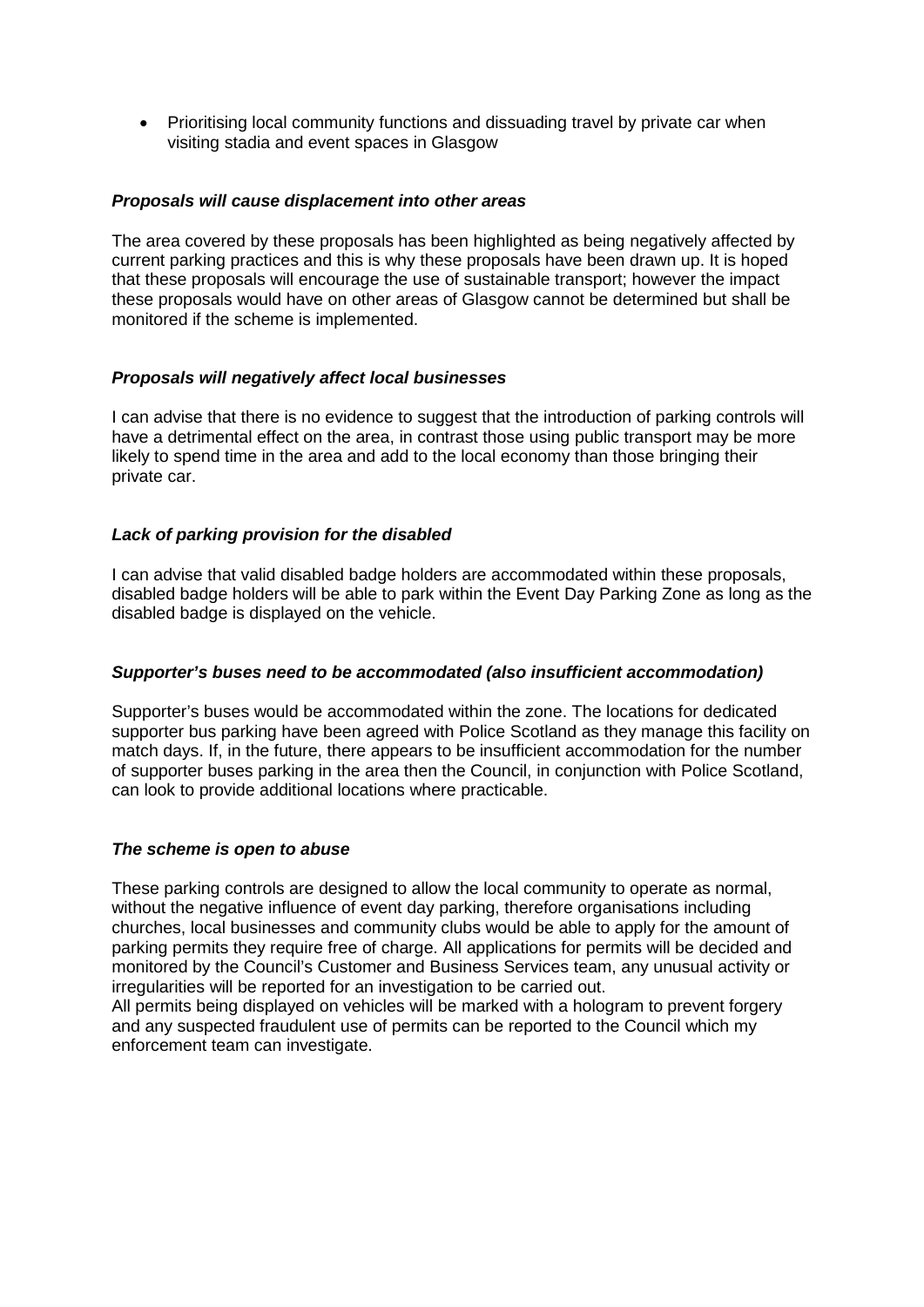- Prioritising local community functions and dissuading travel by private car when visiting stadia and event spaces in Glasgow

***Proposals will cause displacement into other areas***

The area covered by these proposals has been highlighted as being negatively affected by current parking practices and this is why these proposals have been drawn up. It is hoped that these proposals will encourage the use of sustainable transport; however the impact these proposals would have on other areas of Glasgow cannot be determined but shall be monitored if the scheme is implemented.

***Proposals will negatively affect local businesses***

I can advise that there is no evidence to suggest that the introduction of parking controls will have a detrimental effect on the area, in contrast those using public transport may be more likely to spend time in the area and add to the local economy than those bringing their private car.

***Lack of parking provision for the disabled***

I can advise that valid disabled badge holders are accommodated within these proposals, disabled badge holders will be able to park within the Event Day Parking Zone as long as the disabled badge is displayed on the vehicle.

***Supporter's buses need to be accommodated (also insufficient accommodation)***

Supporter's buses would be accommodated within the zone. The locations for dedicated supporter bus parking have been agreed with Police Scotland as they manage this facility on match days. If, in the future, there appears to be insufficient accommodation for the number of supporter buses parking in the area then the Council, in conjunction with Police Scotland, can look to provide additional locations where practicable.

***The scheme is open to abuse***

These parking controls are designed to allow the local community to operate as normal, without the negative influence of event day parking, therefore organisations including churches, local businesses and community clubs would be able to apply for the amount of parking permits they require free of charge. All applications for permits will be decided and monitored by the Council's Customer and Business Services team, any unusual activity or irregularities will be reported for an investigation to be carried out.
All permits being displayed on vehicles will be marked with a hologram to prevent forgery and any suspected fraudulent use of permits can be reported to the Council which my enforcement team can investigate.